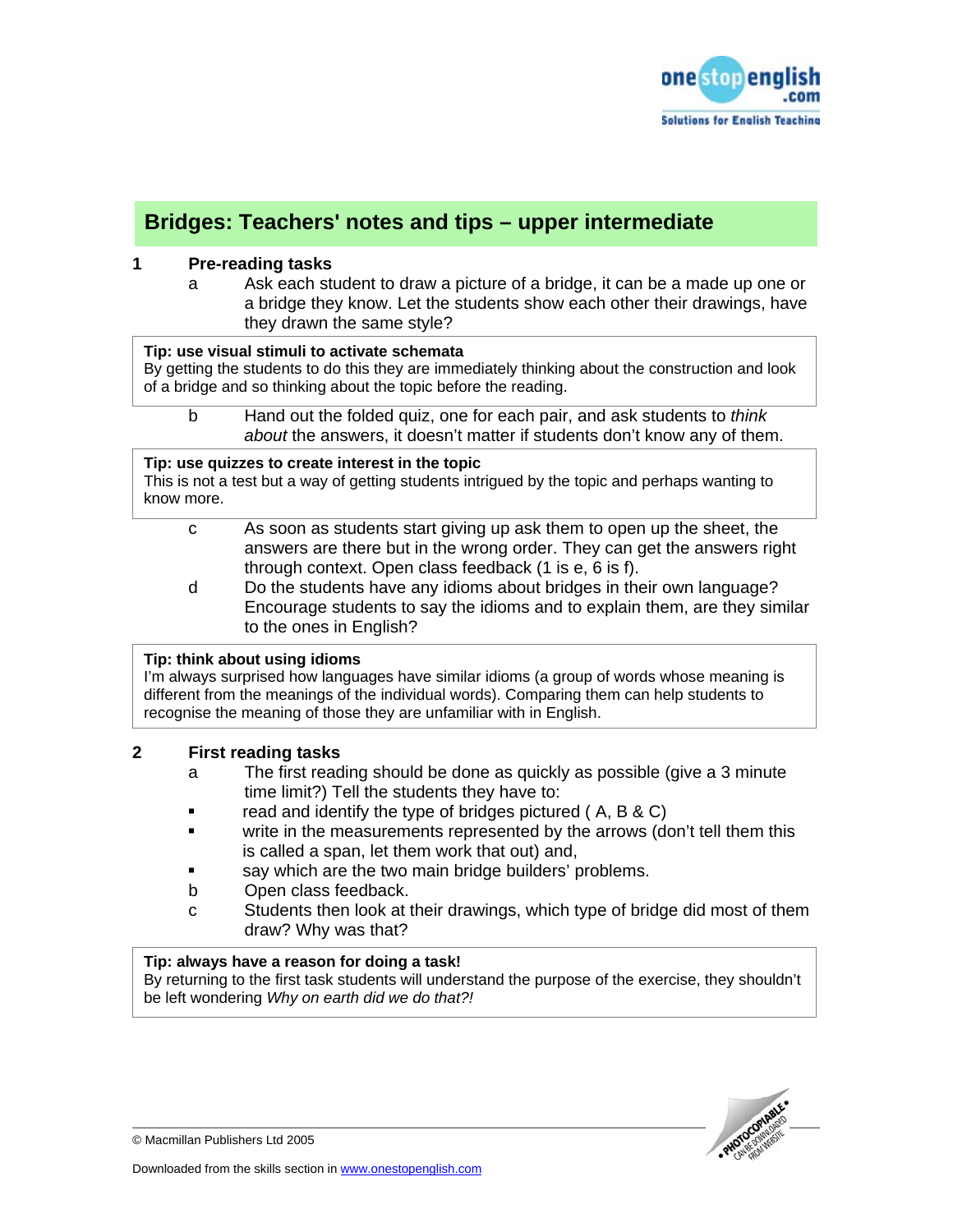# Bridges: Teachers' notes and tips – upper intermediate

## 1 Pre-reading tasks

a. Ask each student to draw a picture of a bridge, it can be a made up one or a bridge they know. Let the students show each other their drawings, have they drawn the same style?

> **Tip: use visual stimuli to activate schemata**
> By getting the students to do this they are immediately thinking about the construction and look of a bridge and so thinking about the topic before the reading.

b. Hand out the folded quiz, one for each pair, and ask students to *think about* the answers, it doesn't matter if students don't know any of them.

> **Tip: use quizzes to create interest in the topic**
> This is not a test but a way of getting students intrigued by the topic and perhaps wanting to know more.

c. As soon as students start giving up ask them to open up the sheet, the answers are there but in the wrong order. They can get the answers right through context. Open class feedback (1 is e, 6 is f).

d. Do the students have any idioms about bridges in their own language? Encourage students to say the idioms and to explain them, are they similar to the ones in English?

> **Tip: think about using idioms**
> I'm always surprised how languages have similar idioms (a group of words whose meaning is different from the meanings of the individual words). Comparing them can help students to recognise the meaning of those they are unfamiliar with in English.

## 2 First reading tasks

a. The first reading should be done as quickly as possible (give a 3 minute time limit?) Tell the students they have to:
   - read and identify the type of bridges pictured ( A, B & C)
   - write in the measurements represented by the arrows (don't tell them this is called a span, let them work that out) and,
   - say which are the two main bridge builders' problems.

b. Open class feedback.

c. Students then look at their drawings, which type of bridge did most of them draw? Why was that?

> **Tip: always have a reason for doing a task!**
> By returning to the first task students will understand the purpose of the exercise, they shouldn't be left wondering *Why on earth did we do that?!*

© Macmillan Publishers Ltd 2005

Downloaded from the skills section in www.onestopenglish.com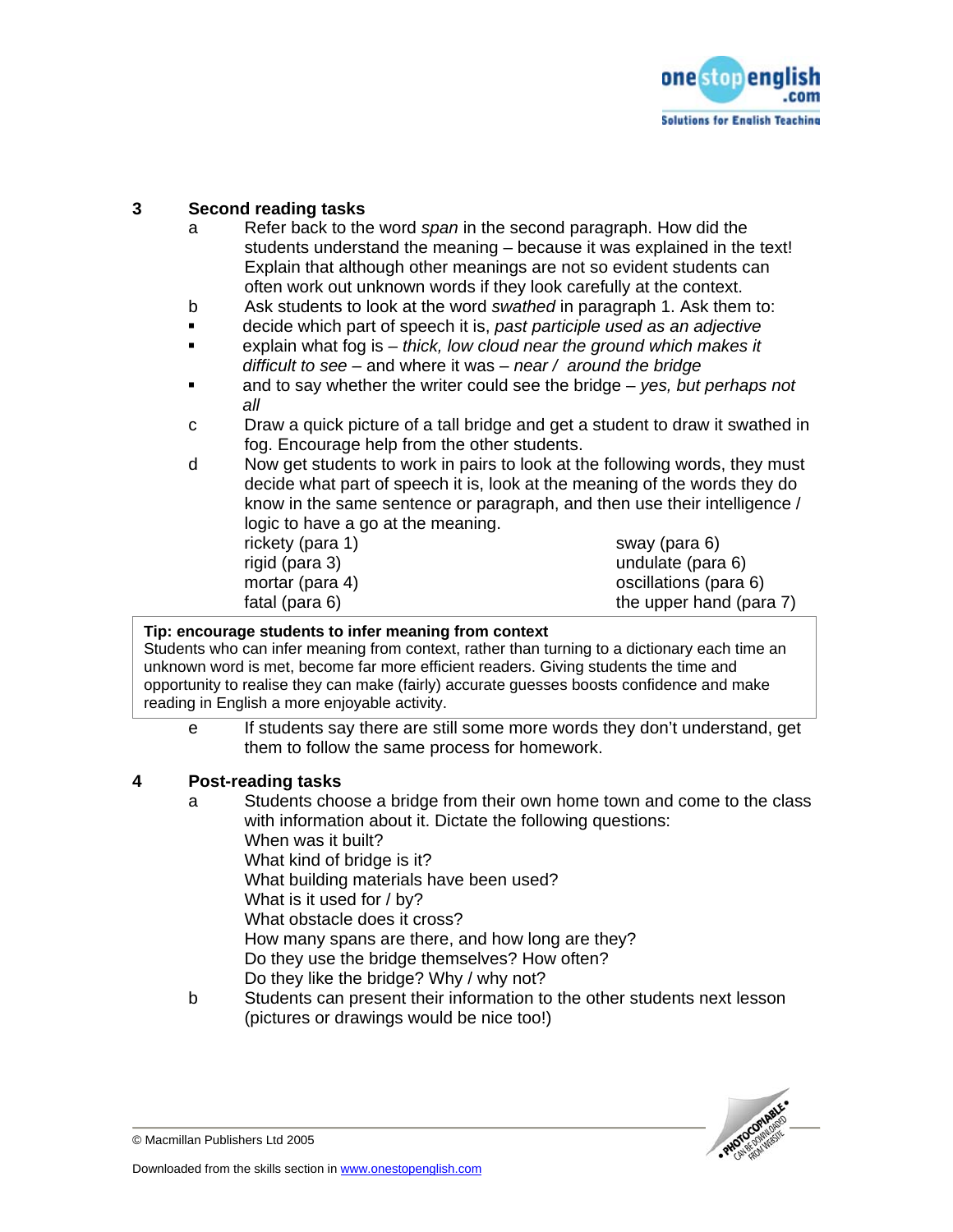## 3 Second reading tasks

a. Refer back to the word *span* in the second paragraph. How did the students understand the meaning – because it was explained in the text! Explain that although other meanings are not so evident students can often work out unknown words if they look carefully at the context.

b. Ask students to look at the word *swathed* in paragraph 1. Ask them to:

- decide which part of speech it is, *past participle used as an adjective*
- explain what fog is – *thick, low cloud near the ground which makes it difficult to see* – and where it was – *near / around the bridge*
- and to say whether the writer could see the bridge – *yes, but perhaps not all*

c. Draw a quick picture of a tall bridge and get a student to draw it swathed in fog. Encourage help from the other students.

d. Now get students to work in pairs to look at the following words, they must decide what part of speech it is, look at the meaning of the words they do know in the same sentence or paragraph, and then use their intelligence / logic to have a go at the meaning.

| | |
|---|---|
| rickety (para 1) | sway (para 6) |
| rigid (para 3) | undulate (para 6) |
| mortar (para 4) | oscillations (para 6) |
| fatal (para 6) | the upper hand (para 7) |

**Tip: encourage students to infer meaning from context**
Students who can infer meaning from context, rather than turning to a dictionary each time an unknown word is met, become far more efficient readers. Giving students the time and opportunity to realise they can make (fairly) accurate guesses boosts confidence and make reading in English a more enjoyable activity.

e. If students say there are still some more words they don't understand, get them to follow the same process for homework.

## 4 Post-reading tasks

a. Students choose a bridge from their own home town and come to the class with information about it. Dictate the following questions:
When was it built?
What kind of bridge is it?
What building materials have been used?
What is it used for / by?
What obstacle does it cross?
How many spans are there, and how long are they?
Do they use the bridge themselves? How often?
Do they like the bridge? Why / why not?

b. Students can present their information to the other students next lesson (pictures or drawings would be nice too!)

© Macmillan Publishers Ltd 2005

Downloaded from the skills section in www.onestopenglish.com